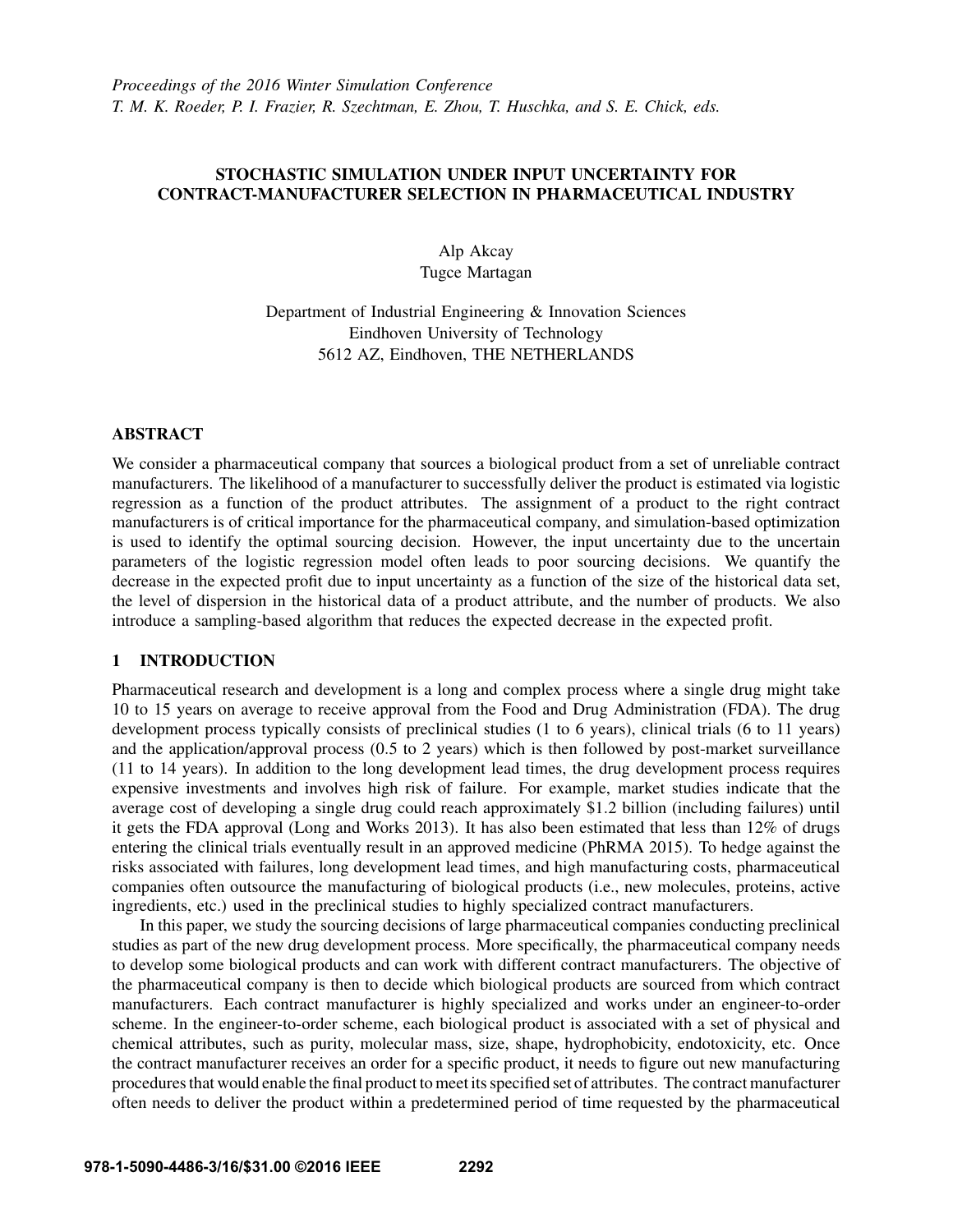*Proceedings of the 2016 Winter Simulation Conference*
*T. M. K. Roeder, P. I. Frazier, R. Szechtman, E. Zhou, T. Huschka, and S. E. Chick, eds.*

# STOCHASTIC SIMULATION UNDER INPUT UNCERTAINTY FOR CONTRACT-MANUFACTURER SELECTION IN PHARMACEUTICAL INDUSTRY

Alp Akcay
Tugce Martagan

Department of Industrial Engineering & Innovation Sciences
Eindhoven University of Technology
5612 AZ, Eindhoven, THE NETHERLANDS

## ABSTRACT

We consider a pharmaceutical company that sources a biological product from a set of unreliable contract manufacturers. The likelihood of a manufacturer to successfully deliver the product is estimated via logistic regression as a function of the product attributes. The assignment of a product to the right contract manufacturers is of critical importance for the pharmaceutical company, and simulation-based optimization is used to identify the optimal sourcing decision. However, the input uncertainty due to the uncertain parameters of the logistic regression model often leads to poor sourcing decisions. We quantify the decrease in the expected profit due to input uncertainty as a function of the size of the historical data set, the level of dispersion in the historical data of a product attribute, and the number of products. We also introduce a sampling-based algorithm that reduces the expected decrease in the expected profit.

## 1 INTRODUCTION

Pharmaceutical research and development is a long and complex process where a single drug might take 10 to 15 years on average to receive approval from the Food and Drug Administration (FDA). The drug development process typically consists of preclinical studies (1 to 6 years), clinical trials (6 to 11 years) and the application/approval process (0.5 to 2 years) which is then followed by post-market surveillance (11 to 14 years). In addition to the long development lead times, the drug development process requires expensive investments and involves high risk of failure. For example, market studies indicate that the average cost of developing a single drug could reach approximately \$1.2 billion (including failures) until it gets the FDA approval (Long and Works 2013). It has also been estimated that less than 12% of drugs entering the clinical trials eventually result in an approved medicine (PhRMA 2015). To hedge against the risks associated with failures, long development lead times, and high manufacturing costs, pharmaceutical companies often outsource the manufacturing of biological products (i.e., new molecules, proteins, active ingredients, etc.) used in the preclinical studies to highly specialized contract manufacturers.

In this paper, we study the sourcing decisions of large pharmaceutical companies conducting preclinical studies as part of the new drug development process. More specifically, the pharmaceutical company needs to develop some biological products and can work with different contract manufacturers. The objective of the pharmaceutical company is then to decide which biological products are sourced from which contract manufacturers. Each contract manufacturer is highly specialized and works under an engineer-to-order scheme. In the engineer-to-order scheme, each biological product is associated with a set of physical and chemical attributes, such as purity, molecular mass, size, shape, hydrophobicity, endotoxicity, etc. Once the contract manufacturer receives an order for a specific product, it needs to figure out new manufacturing procedures that would enable the final product to meet its specified set of attributes. The contract manufacturer often needs to deliver the product within a predetermined period of time requested by the pharmaceutical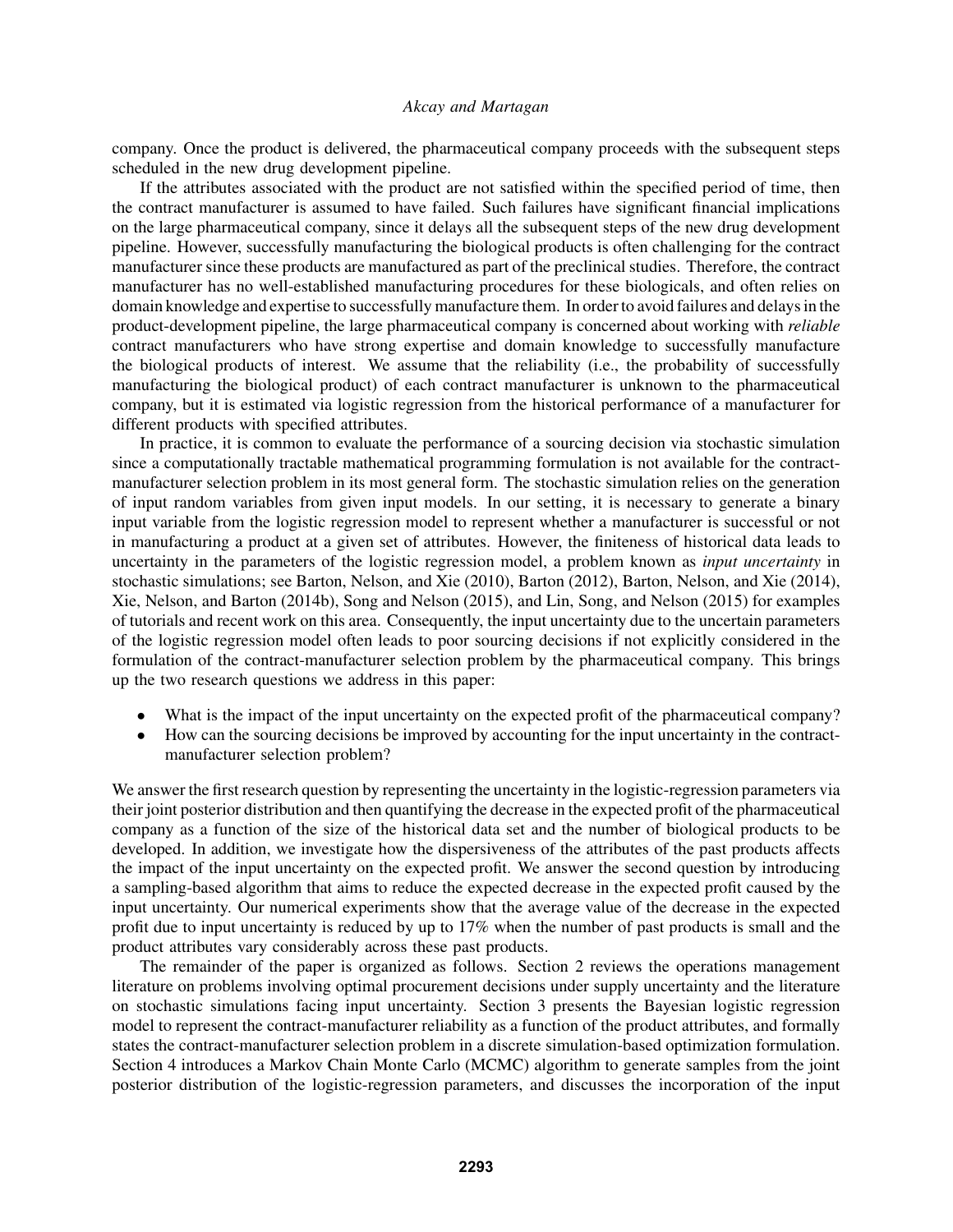company. Once the product is delivered, the pharmaceutical company proceeds with the subsequent steps scheduled in the new drug development pipeline.

If the attributes associated with the product are not satisfied within the specified period of time, then the contract manufacturer is assumed to have failed. Such failures have significant financial implications on the large pharmaceutical company, since it delays all the subsequent steps of the new drug development pipeline. However, successfully manufacturing the biological products is often challenging for the contract manufacturer since these products are manufactured as part of the preclinical studies. Therefore, the contract manufacturer has no well-established manufacturing procedures for these biologicals, and often relies on domain knowledge and expertise to successfully manufacture them. In order to avoid failures and delays in the product-development pipeline, the large pharmaceutical company is concerned about working with *reliable* contract manufacturers who have strong expertise and domain knowledge to successfully manufacture the biological products of interest. We assume that the reliability (i.e., the probability of successfully manufacturing the biological product) of each contract manufacturer is unknown to the pharmaceutical company, but it is estimated via logistic regression from the historical performance of a manufacturer for different products with specified attributes.

In practice, it is common to evaluate the performance of a sourcing decision via stochastic simulation since a computationally tractable mathematical programming formulation is not available for the contract-manufacturer selection problem in its most general form. The stochastic simulation relies on the generation of input random variables from given input models. In our setting, it is necessary to generate a binary input variable from the logistic regression model to represent whether a manufacturer is successful or not in manufacturing a product at a given set of attributes. However, the finiteness of historical data leads to uncertainty in the parameters of the logistic regression model, a problem known as *input uncertainty* in stochastic simulations; see Barton, Nelson, and Xie (2010), Barton (2012), Barton, Nelson, and Xie (2014), Xie, Nelson, and Barton (2014b), Song and Nelson (2015), and Lin, Song, and Nelson (2015) for examples of tutorials and recent work on this area. Consequently, the input uncertainty due to the uncertain parameters of the logistic regression model often leads to poor sourcing decisions if not explicitly considered in the formulation of the contract-manufacturer selection problem by the pharmaceutical company. This brings up the two research questions we address in this paper:

- What is the impact of the input uncertainty on the expected profit of the pharmaceutical company?
- How can the sourcing decisions be improved by accounting for the input uncertainty in the contract-manufacturer selection problem?

We answer the first research question by representing the uncertainty in the logistic-regression parameters via their joint posterior distribution and then quantifying the decrease in the expected profit of the pharmaceutical company as a function of the size of the historical data set and the number of biological products to be developed. In addition, we investigate how the dispersiveness of the attributes of the past products affects the impact of the input uncertainty on the expected profit. We answer the second question by introducing a sampling-based algorithm that aims to reduce the expected decrease in the expected profit caused by the input uncertainty. Our numerical experiments show that the average value of the decrease in the expected profit due to input uncertainty is reduced by up to 17% when the number of past products is small and the product attributes vary considerably across these past products.

The remainder of the paper is organized as follows. Section 2 reviews the operations management literature on problems involving optimal procurement decisions under supply uncertainty and the literature on stochastic simulations facing input uncertainty. Section 3 presents the Bayesian logistic regression model to represent the contract-manufacturer reliability as a function of the product attributes, and formally states the contract-manufacturer selection problem in a discrete simulation-based optimization formulation. Section 4 introduces a Markov Chain Monte Carlo (MCMC) algorithm to generate samples from the joint posterior distribution of the logistic-regression parameters, and discusses the incorporation of the input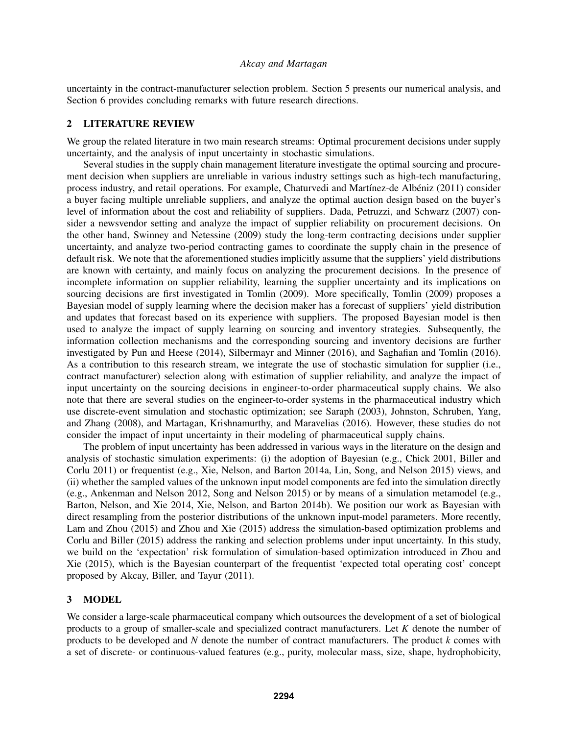uncertainty in the contract-manufacturer selection problem. Section 5 presents our numerical analysis, and Section 6 provides concluding remarks with future research directions.

## 2 LITERATURE REVIEW

We group the related literature in two main research streams: Optimal procurement decisions under supply uncertainty, and the analysis of input uncertainty in stochastic simulations.

Several studies in the supply chain management literature investigate the optimal sourcing and procurement decision when suppliers are unreliable in various industry settings such as high-tech manufacturing, process industry, and retail operations. For example, Chaturvedi and Martínez-de Albéniz (2011) consider a buyer facing multiple unreliable suppliers, and analyze the optimal auction design based on the buyer's level of information about the cost and reliability of suppliers. Dada, Petruzzi, and Schwarz (2007) consider a newsvendor setting and analyze the impact of supplier reliability on procurement decisions. On the other hand, Swinney and Netessine (2009) study the long-term contracting decisions under supplier uncertainty, and analyze two-period contracting games to coordinate the supply chain in the presence of default risk. We note that the aforementioned studies implicitly assume that the suppliers' yield distributions are known with certainty, and mainly focus on analyzing the procurement decisions. In the presence of incomplete information on supplier reliability, learning the supplier uncertainty and its implications on sourcing decisions are first investigated in Tomlin (2009). More specifically, Tomlin (2009) proposes a Bayesian model of supply learning where the decision maker has a forecast of suppliers' yield distribution and updates that forecast based on its experience with suppliers. The proposed Bayesian model is then used to analyze the impact of supply learning on sourcing and inventory strategies. Subsequently, the information collection mechanisms and the corresponding sourcing and inventory decisions are further investigated by Pun and Heese (2014), Silbermayr and Minner (2016), and Saghafian and Tomlin (2016). As a contribution to this research stream, we integrate the use of stochastic simulation for supplier (i.e., contract manufacturer) selection along with estimation of supplier reliability, and analyze the impact of input uncertainty on the sourcing decisions in engineer-to-order pharmaceutical supply chains. We also note that there are several studies on the engineer-to-order systems in the pharmaceutical industry which use discrete-event simulation and stochastic optimization; see Saraph (2003), Johnston, Schruben, Yang, and Zhang (2008), and Martagan, Krishnamurthy, and Maravelias (2016). However, these studies do not consider the impact of input uncertainty in their modeling of pharmaceutical supply chains.

The problem of input uncertainty has been addressed in various ways in the literature on the design and analysis of stochastic simulation experiments: (i) the adoption of Bayesian (e.g., Chick 2001, Biller and Corlu 2011) or frequentist (e.g., Xie, Nelson, and Barton 2014a, Lin, Song, and Nelson 2015) views, and (ii) whether the sampled values of the unknown input model components are fed into the simulation directly (e.g., Ankenman and Nelson 2012, Song and Nelson 2015) or by means of a simulation metamodel (e.g., Barton, Nelson, and Xie 2014, Xie, Nelson, and Barton 2014b). We position our work as Bayesian with direct resampling from the posterior distributions of the unknown input-model parameters. More recently, Lam and Zhou (2015) and Zhou and Xie (2015) address the simulation-based optimization problems and Corlu and Biller (2015) address the ranking and selection problems under input uncertainty. In this study, we build on the 'expectation' risk formulation of simulation-based optimization introduced in Zhou and Xie (2015), which is the Bayesian counterpart of the frequentist 'expected total operating cost' concept proposed by Akcay, Biller, and Tayur (2011).

## 3 MODEL

We consider a large-scale pharmaceutical company which outsources the development of a set of biological products to a group of smaller-scale and specialized contract manufacturers. Let $K$ denote the number of products to be developed and $N$ denote the number of contract manufacturers. The product $k$ comes with a set of discrete- or continuous-valued features (e.g., purity, molecular mass, size, shape, hydrophobicity,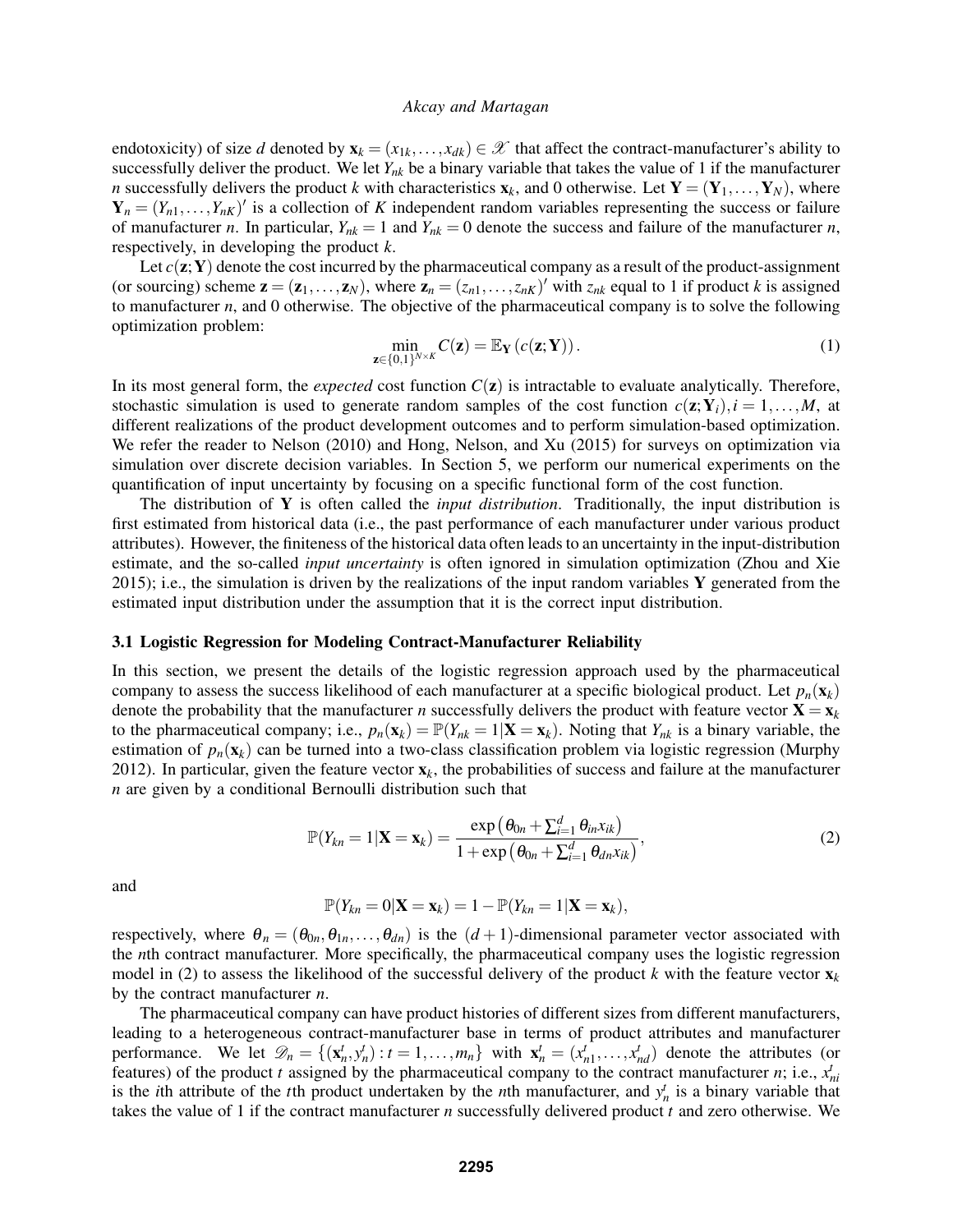endotoxicity) of size $d$ denoted by $\mathbf{x}_k = (x_{1k}, \ldots, x_{dk}) \in \mathscr{X}$ that affect the contract-manufacturer's ability to successfully deliver the product. We let $Y_{nk}$ be a binary variable that takes the value of 1 if the manufacturer $n$ successfully delivers the product $k$ with characteristics $\mathbf{x}_k$, and 0 otherwise. Let $\mathbf{Y} = (\mathbf{Y}_1, \ldots, \mathbf{Y}_N)$, where $\mathbf{Y}_n = (Y_{n1}, \ldots, Y_{nK})'$ is a collection of $K$ independent random variables representing the success or failure of manufacturer $n$. In particular, $Y_{nk} = 1$ and $Y_{nk} = 0$ denote the success and failure of the manufacturer $n$, respectively, in developing the product $k$.

Let $c(\mathbf{z}; \mathbf{Y})$ denote the cost incurred by the pharmaceutical company as a result of the product-assignment (or sourcing) scheme $\mathbf{z} = (\mathbf{z}_1, \ldots, \mathbf{z}_N)$, where $\mathbf{z}_n = (z_{n1}, \ldots, z_{nK})'$ with $z_{nk}$ equal to 1 if product $k$ is assigned to manufacturer $n$, and 0 otherwise. The objective of the pharmaceutical company is to solve the following optimization problem:

$$\min_{\mathbf{z} \in \{0,1\}^{N \times K}} C(\mathbf{z}) = \mathbb{E}_{\mathbf{Y}} \left( c(\mathbf{z}; \mathbf{Y}) \right). \tag{1}$$

In its most general form, the *expected* cost function $C(\mathbf{z})$ is intractable to evaluate analytically. Therefore, stochastic simulation is used to generate random samples of the cost function $c(\mathbf{z}; \mathbf{Y}_i), i = 1, \ldots, M$, at different realizations of the product development outcomes and to perform simulation-based optimization. We refer the reader to Nelson (2010) and Hong, Nelson, and Xu (2015) for surveys on optimization via simulation over discrete decision variables. In Section 5, we perform our numerical experiments on the quantification of input uncertainty by focusing on a specific functional form of the cost function.

The distribution of $\mathbf{Y}$ is often called the *input distribution*. Traditionally, the input distribution is first estimated from historical data (i.e., the past performance of each manufacturer under various product attributes). However, the finiteness of the historical data often leads to an uncertainty in the input-distribution estimate, and the so-called *input uncertainty* is often ignored in simulation optimization (Zhou and Xie 2015); i.e., the simulation is driven by the realizations of the input random variables $\mathbf{Y}$ generated from the estimated input distribution under the assumption that it is the correct input distribution.

### 3.1 Logistic Regression for Modeling Contract-Manufacturer Reliability

In this section, we present the details of the logistic regression approach used by the pharmaceutical company to assess the success likelihood of each manufacturer at a specific biological product. Let $p_n(\mathbf{x}_k)$ denote the probability that the manufacturer $n$ successfully delivers the product with feature vector $\mathbf{X} = \mathbf{x}_k$ to the pharmaceutical company; i.e., $p_n(\mathbf{x}_k) = \mathbb{P}(Y_{nk} = 1 | \mathbf{X} = \mathbf{x}_k)$. Noting that $Y_{nk}$ is a binary variable, the estimation of $p_n(\mathbf{x}_k)$ can be turned into a two-class classification problem via logistic regression (Murphy 2012). In particular, given the feature vector $\mathbf{x}_k$, the probabilities of success and failure at the manufacturer $n$ are given by a conditional Bernoulli distribution such that

$$\mathbb{P}(Y_{kn} = 1 | \mathbf{X} = \mathbf{x}_k) = \frac{\exp\left(\theta_{0n} + \sum_{i=1}^{d} \theta_{in} x_{ik}\right)}{1 + \exp\left(\theta_{0n} + \sum_{i=1}^{d} \theta_{dn} x_{ik}\right)}, \tag{2}$$

and

$$\mathbb{P}(Y_{kn} = 0 | \mathbf{X} = \mathbf{x}_k) = 1 - \mathbb{P}(Y_{kn} = 1 | \mathbf{X} = \mathbf{x}_k),$$

respectively, where $\theta_n = (\theta_{0n}, \theta_{1n}, \ldots, \theta_{dn})$ is the $(d+1)$-dimensional parameter vector associated with the $n$th contract manufacturer. More specifically, the pharmaceutical company uses the logistic regression model in (2) to assess the likelihood of the successful delivery of the product $k$ with the feature vector $\mathbf{x}_k$ by the contract manufacturer $n$.

The pharmaceutical company can have product histories of different sizes from different manufacturers, leading to a heterogeneous contract-manufacturer base in terms of product attributes and manufacturer performance. We let $\mathscr{D}_n = \{(\mathbf{x}_n^t, y_n^t) : t = 1, \ldots, m_n\}$ with $\mathbf{x}_n^t = (x_{n1}^t, \ldots, x_{nd}^t)$ denote the attributes (or features) of the product $t$ assigned by the pharmaceutical company to the contract manufacturer $n$; i.e., $x_{ni}^t$ is the $i$th attribute of the $t$th product undertaken by the $n$th manufacturer, and $y_n^t$ is a binary variable that takes the value of 1 if the contract manufacturer $n$ successfully delivered product $t$ and zero otherwise. We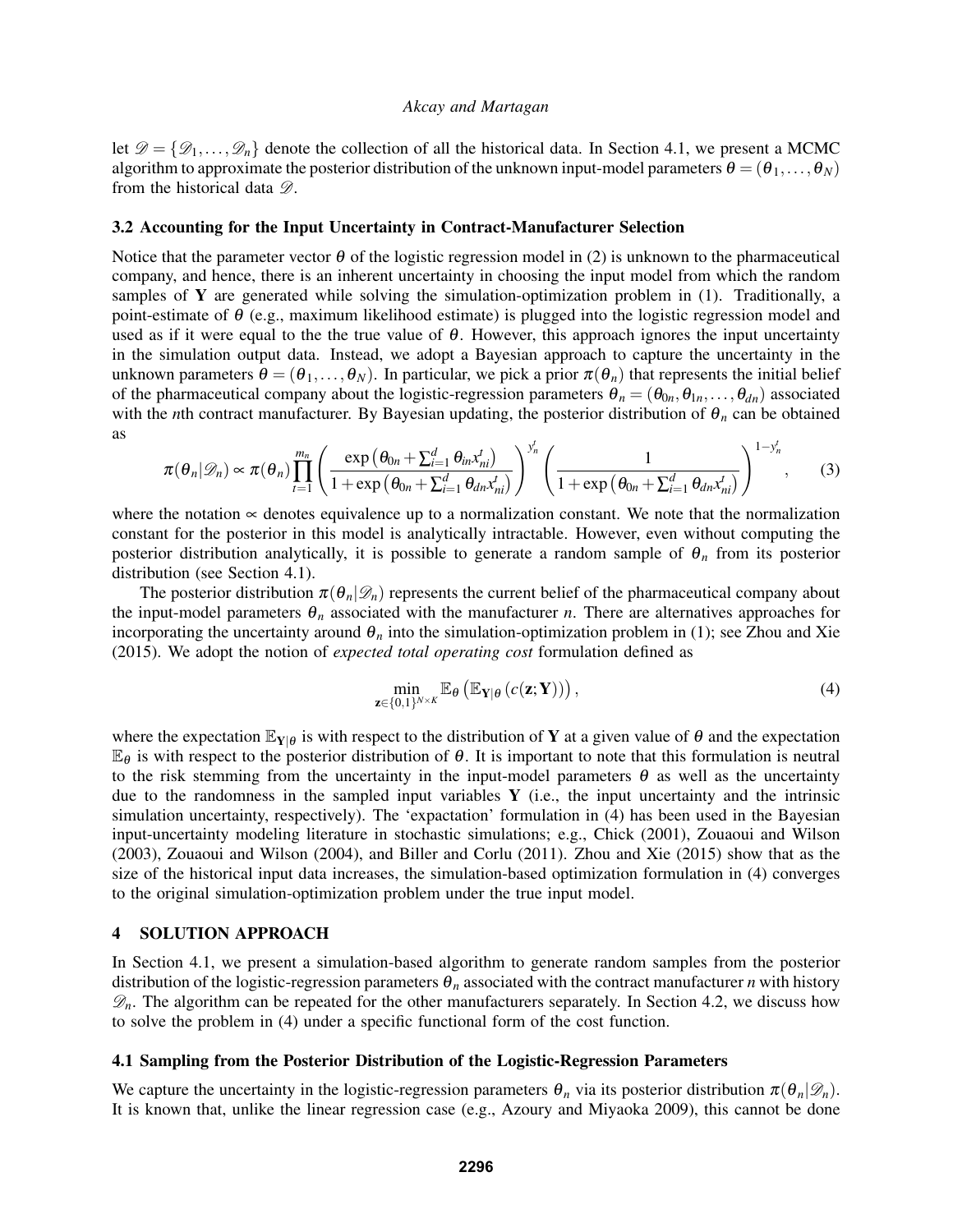let $\mathscr{D} = \{\mathscr{D}_1, \ldots, \mathscr{D}_n\}$ denote the collection of all the historical data. In Section 4.1, we present a MCMC algorithm to approximate the posterior distribution of the unknown input-model parameters $\theta = (\theta_1, \ldots, \theta_N)$ from the historical data $\mathscr{D}$.

### 3.2 Accounting for the Input Uncertainty in Contract-Manufacturer Selection

Notice that the parameter vector $\theta$ of the logistic regression model in (2) is unknown to the pharmaceutical company, and hence, there is an inherent uncertainty in choosing the input model from which the random samples of $\mathbf{Y}$ are generated while solving the simulation-optimization problem in (1). Traditionally, a point-estimate of $\theta$ (e.g., maximum likelihood estimate) is plugged into the logistic regression model and used as if it were equal to the the true value of $\theta$. However, this approach ignores the input uncertainty in the simulation output data. Instead, we adopt a Bayesian approach to capture the uncertainty in the unknown parameters $\theta = (\theta_1, \ldots, \theta_N)$. In particular, we pick a prior $\pi(\theta_n)$ that represents the initial belief of the pharmaceutical company about the logistic-regression parameters $\theta_n = (\theta_{0n}, \theta_{1n}, \ldots, \theta_{dn})$ associated with the $n$th contract manufacturer. By Bayesian updating, the posterior distribution of $\theta_n$ can be obtained as

$$\pi(\theta_n|\mathscr{D}_n) \propto \pi(\theta_n) \prod_{t=1}^{m_n} \left( \frac{\exp\left(\theta_{0n} + \sum_{i=1}^{d} \theta_{in} x_{ni}^t\right)}{1 + \exp\left(\theta_{0n} + \sum_{i=1}^{d} \theta_{dn} x_{ni}^t\right)} \right)^{y_n^t} \left( \frac{1}{1 + \exp\left(\theta_{0n} + \sum_{i=1}^{d} \theta_{dn} x_{ni}^t\right)} \right)^{1-y_n^t}, \qquad (3)$$

where the notation $\propto$ denotes equivalence up to a normalization constant. We note that the normalization constant for the posterior in this model is analytically intractable. However, even without computing the posterior distribution analytically, it is possible to generate a random sample of $\theta_n$ from its posterior distribution (see Section 4.1).

The posterior distribution $\pi(\theta_n|\mathscr{D}_n)$ represents the current belief of the pharmaceutical company about the input-model parameters $\theta_n$ associated with the manufacturer $n$. There are alternatives approaches for incorporating the uncertainty around $\theta_n$ into the simulation-optimization problem in (1); see Zhou and Xie (2015). We adopt the notion of *expected total operating cost* formulation defined as

$$\min_{\mathbf{z} \in \{0,1\}^{N \times K}} \mathbb{E}_{\theta} \left( \mathbb{E}_{\mathbf{Y}|\theta} \left( c(\mathbf{z}; \mathbf{Y}) \right) \right), \qquad (4)$$

where the expectation $\mathbb{E}_{\mathbf{Y}|\theta}$ is with respect to the distribution of $\mathbf{Y}$ at a given value of $\theta$ and the expectation $\mathbb{E}_{\theta}$ is with respect to the posterior distribution of $\theta$. It is important to note that this formulation is neutral to the risk stemming from the uncertainty in the input-model parameters $\theta$ as well as the uncertainty due to the randomness in the sampled input variables $\mathbf{Y}$ (i.e., the input uncertainty and the intrinsic simulation uncertainty, respectively). The 'expactation' formulation in (4) has been used in the Bayesian input-uncertainty modeling literature in stochastic simulations; e.g., Chick (2001), Zouaoui and Wilson (2003), Zouaoui and Wilson (2004), and Biller and Corlu (2011). Zhou and Xie (2015) show that as the size of the historical input data increases, the simulation-based optimization formulation in (4) converges to the original simulation-optimization problem under the true input model.

## 4 SOLUTION APPROACH

In Section 4.1, we present a simulation-based algorithm to generate random samples from the posterior distribution of the logistic-regression parameters $\theta_n$ associated with the contract manufacturer $n$ with history $\mathscr{D}_n$. The algorithm can be repeated for the other manufacturers separately. In Section 4.2, we discuss how to solve the problem in (4) under a specific functional form of the cost function.

### 4.1 Sampling from the Posterior Distribution of the Logistic-Regression Parameters

We capture the uncertainty in the logistic-regression parameters $\theta_n$ via its posterior distribution $\pi(\theta_n|\mathscr{D}_n)$. It is known that, unlike the linear regression case (e.g., Azoury and Miyaoka 2009), this cannot be done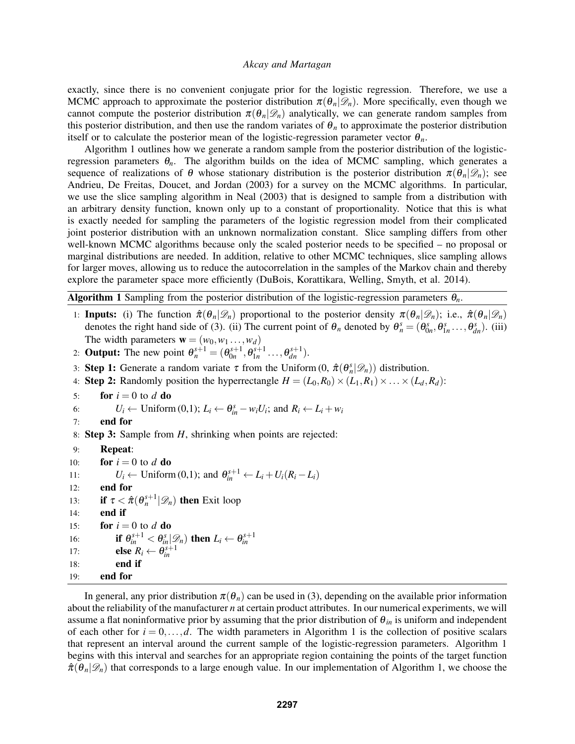exactly, since there is no convenient conjugate prior for the logistic regression. Therefore, we use a MCMC approach to approximate the posterior distribution $\pi(\theta_n|\mathscr{D}_n)$. More specifically, even though we cannot compute the posterior distribution $\pi(\theta_n|\mathscr{D}_n)$ analytically, we can generate random samples from this posterior distribution, and then use the random variates of $\theta_n$ to approximate the posterior distribution itself or to calculate the posterior mean of the logistic-regression parameter vector $\theta_n$.

Algorithm 1 outlines how we generate a random sample from the posterior distribution of the logistic-regression parameters $\theta_n$. The algorithm builds on the idea of MCMC sampling, which generates a sequence of realizations of $\theta$ whose stationary distribution is the posterior distribution $\pi(\theta_n|\mathscr{D}_n)$; see Andrieu, De Freitas, Doucet, and Jordan (2003) for a survey on the MCMC algorithms. In particular, we use the slice sampling algorithm in Neal (2003) that is designed to sample from a distribution with an arbitrary density function, known only up to a constant of proportionality. Notice that this is what is exactly needed for sampling the parameters of the logistic regression model from their complicated joint posterior distribution with an unknown normalization constant. Slice sampling differs from other well-known MCMC algorithms because only the scaled posterior needs to be specified – no proposal or marginal distributions are needed. In addition, relative to other MCMC techniques, slice sampling allows for larger moves, allowing us to reduce the autocorrelation in the samples of the Markov chain and thereby explore the parameter space more efficiently (DuBois, Korattikara, Welling, Smyth, et al. 2014).

**Algorithm 1** Sampling from the posterior distribution of the logistic-regression parameters $\theta_n$.

1: **Inputs:** (i) The function $\hat{\pi}(\theta_n|\mathscr{D}_n)$ proportional to the posterior density $\pi(\theta_n|\mathscr{D}_n)$; i.e., $\hat{\pi}(\theta_n|\mathscr{D}_n)$ denotes the right hand side of (3). (ii) The current point of $\theta_n$ denoted by $\theta_n^s = (\theta_{0n}^s, \theta_{1n}^s \ldots, \theta_{dn}^s)$. (iii) The width parameters $\mathbf{w} = (w_0, w_1 \ldots, w_d)$
2: **Output:** The new point $\theta_n^{s+1} = (\theta_{0n}^{s+1}, \theta_{1n}^{s+1} \ldots, \theta_{dn}^{s+1})$.
3: **Step 1:** Generate a random variate $\tau$ from the Uniform $(0,\, \hat{\pi}(\theta_n^s|\mathscr{D}_n))$ distribution.
4: **Step 2:** Randomly position the hyperrectangle $H = (L_0, R_0) \times (L_1, R_1) \times \ldots \times (L_d, R_d)$:
5: &nbsp;&nbsp;&nbsp;&nbsp;**for** $i = 0$ to $d$ **do**
6: &nbsp;&nbsp;&nbsp;&nbsp;&nbsp;&nbsp;&nbsp;&nbsp;$U_i \leftarrow$ Uniform $(0,1)$; $L_i \leftarrow \theta_{in}^s - w_i U_i$; and $R_i \leftarrow L_i + w_i$
7: &nbsp;&nbsp;&nbsp;&nbsp;**end for**
8: **Step 3:** Sample from $H$, shrinking when points are rejected:
9: &nbsp;&nbsp;&nbsp;&nbsp;**Repeat**:
10: &nbsp;&nbsp;&nbsp;&nbsp;**for** $i = 0$ to $d$ **do**
11: &nbsp;&nbsp;&nbsp;&nbsp;&nbsp;&nbsp;&nbsp;&nbsp;$U_i \leftarrow$ Uniform $(0,1)$; and $\theta_{in}^{s+1} \leftarrow L_i + U_i(R_i - L_i)$
12: &nbsp;&nbsp;&nbsp;&nbsp;**end for**
13: &nbsp;&nbsp;&nbsp;&nbsp;**if** $\tau < \hat{\pi}(\theta_n^{s+1}|\mathscr{D}_n)$ **then** Exit loop
14: &nbsp;&nbsp;&nbsp;&nbsp;**end if**
15: &nbsp;&nbsp;&nbsp;&nbsp;**for** $i = 0$ to $d$ **do**
16: &nbsp;&nbsp;&nbsp;&nbsp;&nbsp;&nbsp;&nbsp;&nbsp;**if** $\theta_{in}^{s+1} < \theta_{in}^s|\mathscr{D}_n)$ **then** $L_i \leftarrow \theta_{in}^{s+1}$
17: &nbsp;&nbsp;&nbsp;&nbsp;&nbsp;&nbsp;&nbsp;&nbsp;**else** $R_i \leftarrow \theta_{in}^{s+1}$
18: &nbsp;&nbsp;&nbsp;&nbsp;&nbsp;&nbsp;&nbsp;&nbsp;**end if**
19: &nbsp;&nbsp;&nbsp;&nbsp;**end for**

In general, any prior distribution $\pi(\theta_n)$ can be used in (3), depending on the available prior information about the reliability of the manufacturer $n$ at certain product attributes. In our numerical experiments, we will assume a flat noninformative prior by assuming that the prior distribution of $\theta_{in}$ is uniform and independent of each other for $i = 0, \ldots, d$. The width parameters in Algorithm 1 is the collection of positive scalars that represent an interval around the current sample of the logistic-regression parameters. Algorithm 1 begins with this interval and searches for an appropriate region containing the points of the target function $\hat{\pi}(\theta_n|\mathscr{D}_n)$ that corresponds to a large enough value. In our implementation of Algorithm 1, we choose the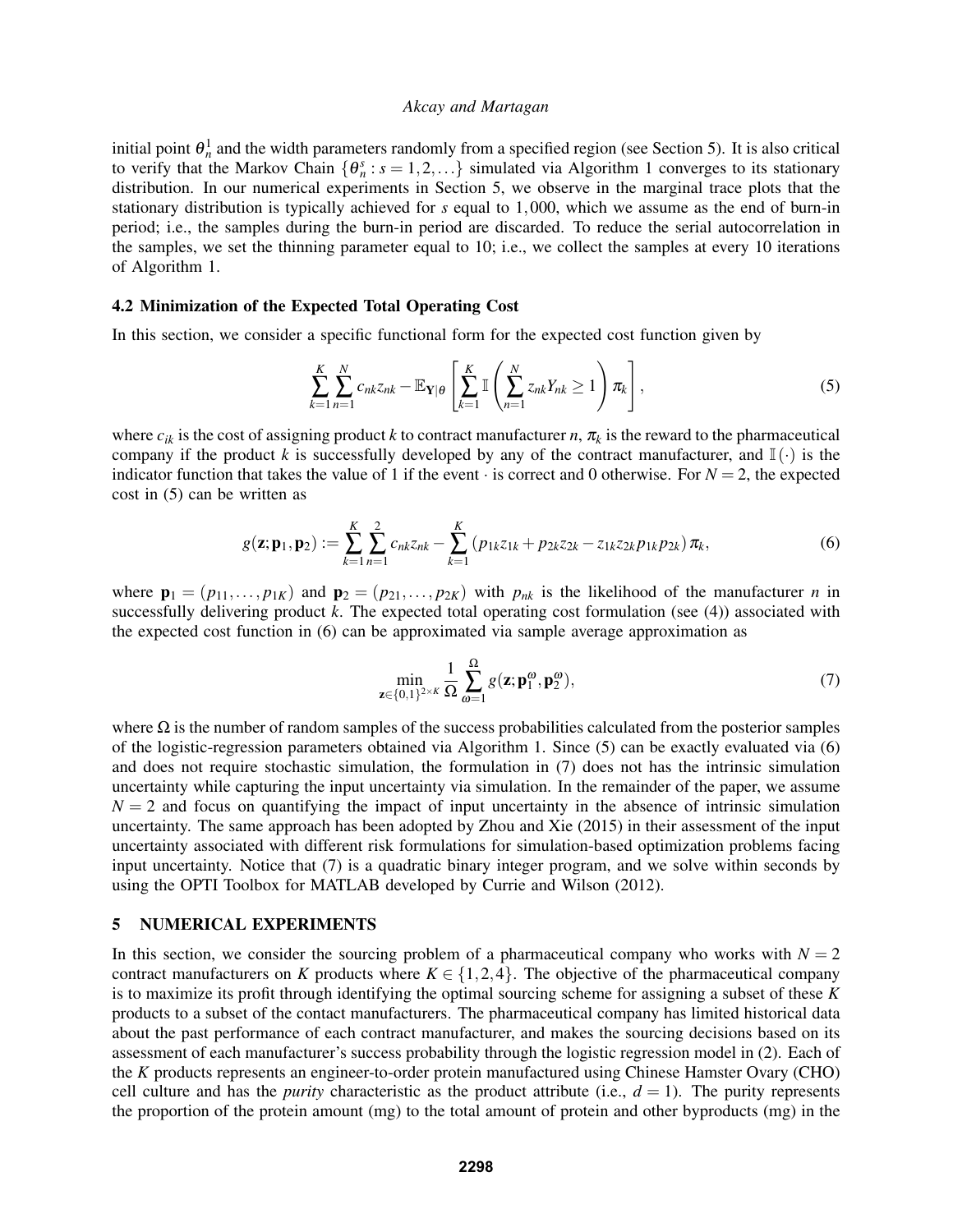initial point $\theta_n^1$ and the width parameters randomly from a specified region (see Section 5). It is also critical to verify that the Markov Chain $\{\theta_n^s : s = 1, 2, \dots\}$ simulated via Algorithm 1 converges to its stationary distribution. In our numerical experiments in Section 5, we observe in the marginal trace plots that the stationary distribution is typically achieved for $s$ equal to $1,000$, which we assume as the end of burn-in period; i.e., the samples during the burn-in period are discarded. To reduce the serial autocorrelation in the samples, we set the thinning parameter equal to 10; i.e., we collect the samples at every 10 iterations of Algorithm 1.

### 4.2 Minimization of the Expected Total Operating Cost

In this section, we consider a specific functional form for the expected cost function given by

$$\sum_{k=1}^{K}\sum_{n=1}^{N} c_{nk} z_{nk} - \mathbb{E}_{\mathbf{Y}|\theta}\left[\sum_{k=1}^{K} \mathbb{I}\left(\sum_{n=1}^{N} z_{nk} Y_{nk} \geq 1\right)\pi_k\right], \tag{5}$$

where $c_{ik}$ is the cost of assigning product $k$ to contract manufacturer $n$, $\pi_k$ is the reward to the pharmaceutical company if the product $k$ is successfully developed by any of the contract manufacturer, and $\mathbb{I}(\cdot)$ is the indicator function that takes the value of 1 if the event $\cdot$ is correct and 0 otherwise. For $N = 2$, the expected cost in (5) can be written as

$$g(\mathbf{z};\mathbf{p}_1,\mathbf{p}_2) := \sum_{k=1}^{K}\sum_{n=1}^{2} c_{nk} z_{nk} - \sum_{k=1}^{K}\left(p_{1k}z_{1k} + p_{2k}z_{2k} - z_{1k}z_{2k}p_{1k}p_{2k}\right)\pi_k, \tag{6}$$

where $\mathbf{p}_1 = (p_{11}, \dots, p_{1K})$ and $\mathbf{p}_2 = (p_{21}, \dots, p_{2K})$ with $p_{nk}$ is the likelihood of the manufacturer $n$ in successfully delivering product $k$. The expected total operating cost formulation (see (4)) associated with the expected cost function in (6) can be approximated via sample average approximation as

$$\min_{\mathbf{z}\in\{0,1\}^{2\times K}} \frac{1}{\Omega}\sum_{\omega=1}^{\Omega} g(\mathbf{z};\mathbf{p}_1^{\omega},\mathbf{p}_2^{\omega}), \tag{7}$$

where $\Omega$ is the number of random samples of the success probabilities calculated from the posterior samples of the logistic-regression parameters obtained via Algorithm 1. Since (5) can be exactly evaluated via (6) and does not require stochastic simulation, the formulation in (7) does not has the intrinsic simulation uncertainty while capturing the input uncertainty via simulation. In the remainder of the paper, we assume $N = 2$ and focus on quantifying the impact of input uncertainty in the absence of intrinsic simulation uncertainty. The same approach has been adopted by Zhou and Xie (2015) in their assessment of the input uncertainty associated with different risk formulations for simulation-based optimization problems facing input uncertainty. Notice that (7) is a quadratic binary integer program, and we solve within seconds by using the OPTI Toolbox for MATLAB developed by Currie and Wilson (2012).

## 5 NUMERICAL EXPERIMENTS

In this section, we consider the sourcing problem of a pharmaceutical company who works with $N = 2$ contract manufacturers on $K$ products where $K \in \{1, 2, 4\}$. The objective of the pharmaceutical company is to maximize its profit through identifying the optimal sourcing scheme for assigning a subset of these $K$ products to a subset of the contact manufacturers. The pharmaceutical company has limited historical data about the past performance of each contract manufacturer, and makes the sourcing decisions based on its assessment of each manufacturer's success probability through the logistic regression model in (2). Each of the $K$ products represents an engineer-to-order protein manufactured using Chinese Hamster Ovary (CHO) cell culture and has the *purity* characteristic as the product attribute (i.e., $d = 1$). The purity represents the proportion of the protein amount (mg) to the total amount of protein and other byproducts (mg) in the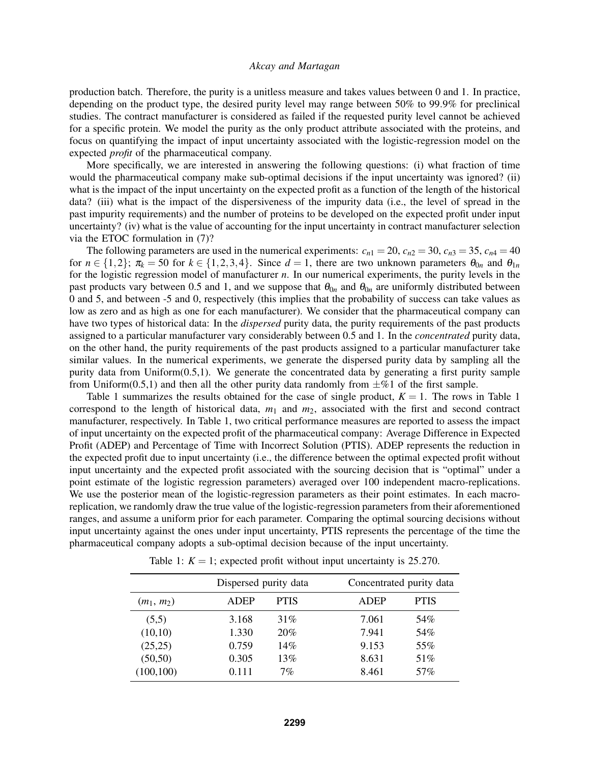production batch. Therefore, the purity is a unitless measure and takes values between 0 and 1. In practice, depending on the product type, the desired purity level may range between 50% to 99.9% for preclinical studies. The contract manufacturer is considered as failed if the requested purity level cannot be achieved for a specific protein. We model the purity as the only product attribute associated with the proteins, and focus on quantifying the impact of input uncertainty associated with the logistic-regression model on the expected *profit* of the pharmaceutical company.

More specifically, we are interested in answering the following questions: (i) what fraction of time would the pharmaceutical company make sub-optimal decisions if the input uncertainty was ignored? (ii) what is the impact of the input uncertainty on the expected profit as a function of the length of the historical data? (iii) what is the impact of the dispersiveness of the impurity data (i.e., the level of spread in the past impurity requirements) and the number of proteins to be developed on the expected profit under input uncertainty? (iv) what is the value of accounting for the input uncertainty in contract manufacturer selection via the ETOC formulation in (7)?

The following parameters are used in the numerical experiments: $c_{n1} = 20$, $c_{n2} = 30$, $c_{n3} = 35$, $c_{n4} = 40$ for $n \in \{1,2\}$; $\pi_k = 50$ for $k \in \{1,2,3,4\}$. Since $d = 1$, there are two unknown parameters $\theta_{0n}$ and $\theta_{1n}$ for the logistic regression model of manufacturer $n$. In our numerical experiments, the purity levels in the past products vary between 0.5 and 1, and we suppose that $\theta_{0n}$ and $\theta_{0n}$ are uniformly distributed between 0 and 5, and between -5 and 0, respectively (this implies that the probability of success can take values as low as zero and as high as one for each manufacturer). We consider that the pharmaceutical company can have two types of historical data: In the *dispersed* purity data, the purity requirements of the past products assigned to a particular manufacturer vary considerably between 0.5 and 1. In the *concentrated* purity data, on the other hand, the purity requirements of the past products assigned to a particular manufacturer take similar values. In the numerical experiments, we generate the dispersed purity data by sampling all the purity data from Uniform(0.5,1). We generate the concentrated data by generating a first purity sample from Uniform(0.5,1) and then all the other purity data randomly from $\pm$%1 of the first sample.

Table 1 summarizes the results obtained for the case of single product, $K = 1$. The rows in Table 1 correspond to the length of historical data, $m_1$ and $m_2$, associated with the first and second contract manufacturer, respectively. In Table 1, two critical performance measures are reported to assess the impact of input uncertainty on the expected profit of the pharmaceutical company: Average Difference in Expected Profit (ADEP) and Percentage of Time with Incorrect Solution (PTIS). ADEP represents the reduction in the expected profit due to input uncertainty (i.e., the difference between the optimal expected profit without input uncertainty and the expected profit associated with the sourcing decision that is "optimal" under a point estimate of the logistic regression parameters) averaged over 100 independent macro-replications. We use the posterior mean of the logistic-regression parameters as their point estimates. In each macro-replication, we randomly draw the true value of the logistic-regression parameters from their aforementioned ranges, and assume a uniform prior for each parameter. Comparing the optimal sourcing decisions without input uncertainty against the ones under input uncertainty, PTIS represents the percentage of the time the pharmaceutical company adopts a sub-optimal decision because of the input uncertainty.

Table 1: $K = 1$; expected profit without input uncertainty is 25.270.

| | Dispersed purity data | | Concentrated purity data | |
|---|---|---|---|---|
| ($m_1$, $m_2$) | ADEP | PTIS | ADEP | PTIS |
| (5,5) | 3.168 | 31% | 7.061 | 54% |
| (10,10) | 1.330 | 20% | 7.941 | 54% |
| (25,25) | 0.759 | 14% | 9.153 | 55% |
| (50,50) | 0.305 | 13% | 8.631 | 51% |
| (100,100) | 0.111 | 7% | 8.461 | 57% |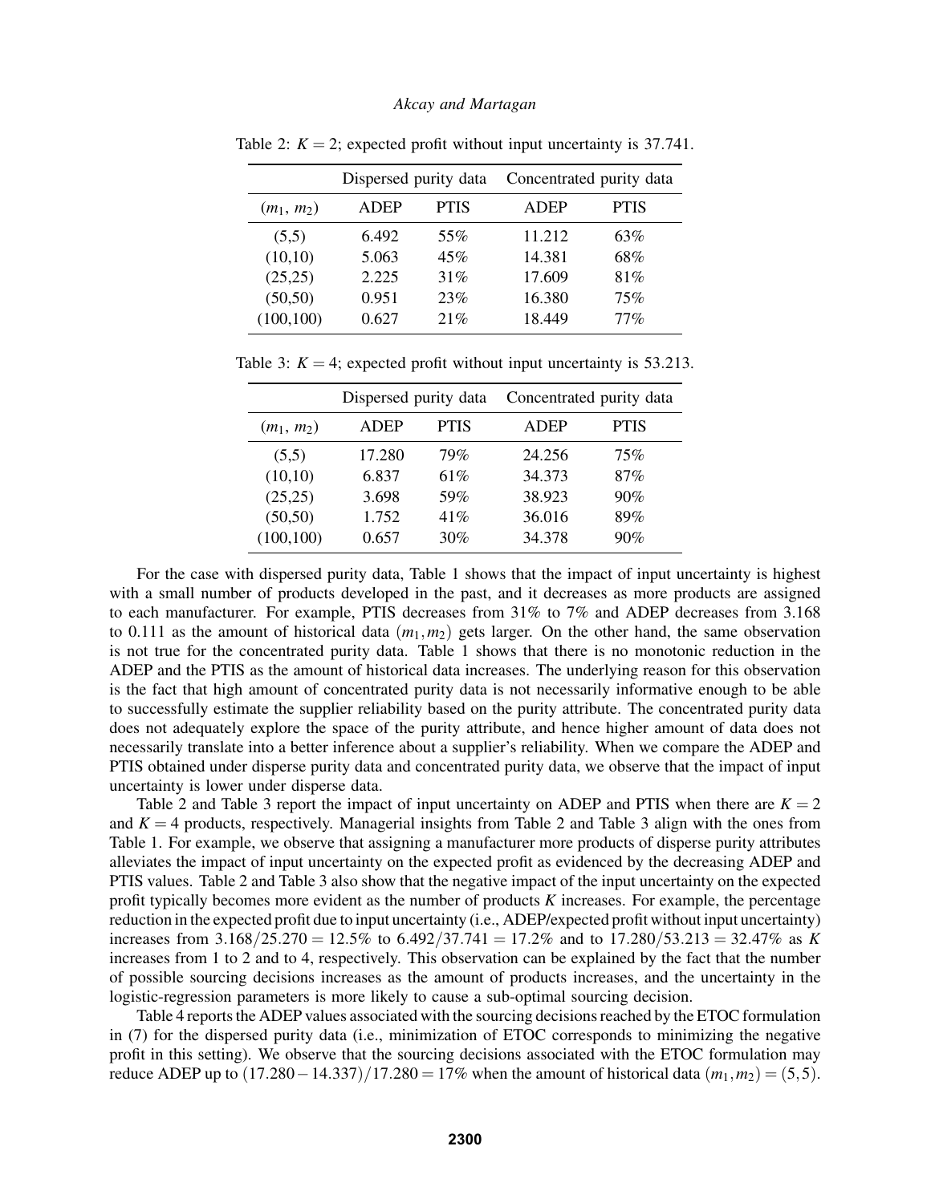Table 2: $K = 2$; expected profit without input uncertainty is 37.741.

| | Dispersed purity data | | Concentrated purity data | |
|---|---|---|---|---|
| ($m_1$, $m_2$) | ADEP | PTIS | ADEP | PTIS |
| (5,5) | 6.492 | 55% | 11.212 | 63% |
| (10,10) | 5.063 | 45% | 14.381 | 68% |
| (25,25) | 2.225 | 31% | 17.609 | 81% |
| (50,50) | 0.951 | 23% | 16.380 | 75% |
| (100,100) | 0.627 | 21% | 18.449 | 77% |

Table 3: $K = 4$; expected profit without input uncertainty is 53.213.

| | Dispersed purity data | | Concentrated purity data | |
|---|---|---|---|---|
| ($m_1$, $m_2$) | ADEP | PTIS | ADEP | PTIS |
| (5,5) | 17.280 | 79% | 24.256 | 75% |
| (10,10) | 6.837 | 61% | 34.373 | 87% |
| (25,25) | 3.698 | 59% | 38.923 | 90% |
| (50,50) | 1.752 | 41% | 36.016 | 89% |
| (100,100) | 0.657 | 30% | 34.378 | 90% |

For the case with dispersed purity data, Table 1 shows that the impact of input uncertainty is highest with a small number of products developed in the past, and it decreases as more products are assigned to each manufacturer. For example, PTIS decreases from 31% to 7% and ADEP decreases from 3.168 to 0.111 as the amount of historical data $(m_1, m_2)$ gets larger. On the other hand, the same observation is not true for the concentrated purity data. Table 1 shows that there is no monotonic reduction in the ADEP and the PTIS as the amount of historical data increases. The underlying reason for this observation is the fact that high amount of concentrated purity data is not necessarily informative enough to be able to successfully estimate the supplier reliability based on the purity attribute. The concentrated purity data does not adequately explore the space of the purity attribute, and hence higher amount of data does not necessarily translate into a better inference about a supplier's reliability. When we compare the ADEP and PTIS obtained under disperse purity data and concentrated purity data, we observe that the impact of input uncertainty is lower under disperse data.

Table 2 and Table 3 report the impact of input uncertainty on ADEP and PTIS when there are $K = 2$ and $K = 4$ products, respectively. Managerial insights from Table 2 and Table 3 align with the ones from Table 1. For example, we observe that assigning a manufacturer more products of disperse purity attributes alleviates the impact of input uncertainty on the expected profit as evidenced by the decreasing ADEP and PTIS values. Table 2 and Table 3 also show that the negative impact of the input uncertainty on the expected profit typically becomes more evident as the number of products $K$ increases. For example, the percentage reduction in the expected profit due to input uncertainty (i.e., ADEP/expected profit without input uncertainty) increases from $3.168/25.270 = 12.5\%$ to $6.492/37.741 = 17.2\%$ and to $17.280/53.213 = 32.47\%$ as $K$ increases from 1 to 2 and to 4, respectively. This observation can be explained by the fact that the number of possible sourcing decisions increases as the amount of products increases, and the uncertainty in the logistic-regression parameters is more likely to cause a sub-optimal sourcing decision.

Table 4 reports the ADEP values associated with the sourcing decisions reached by the ETOC formulation in (7) for the dispersed purity data (i.e., minimization of ETOC corresponds to minimizing the negative profit in this setting). We observe that the sourcing decisions associated with the ETOC formulation may reduce ADEP up to $(17.280 - 14.337)/17.280 = 17\%$ when the amount of historical data $(m_1, m_2) = (5, 5)$.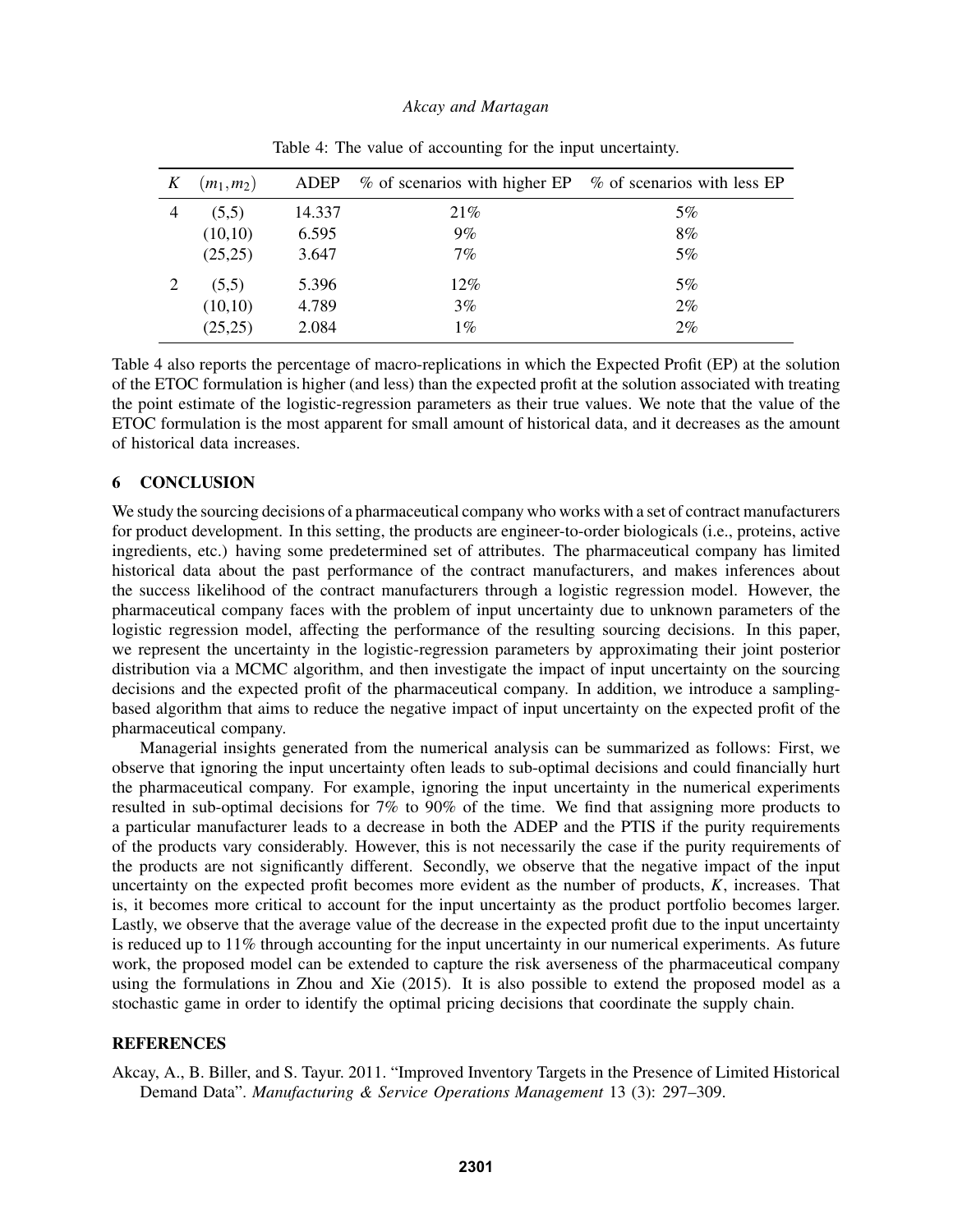Table 4: The value of accounting for the input uncertainty.

| $K$ | $(m_1, m_2)$ | ADEP | % of scenarios with higher EP | % of scenarios with less EP |
|---|---|---|---|---|
| 4 | (5,5) | 14.337 | 21% | 5% |
| | (10,10) | 6.595 | 9% | 8% |
| | (25,25) | 3.647 | 7% | 5% |
| 2 | (5,5) | 5.396 | 12% | 5% |
| | (10,10) | 4.789 | 3% | 2% |
| | (25,25) | 2.084 | 1% | 2% |

Table 4 also reports the percentage of macro-replications in which the Expected Profit (EP) at the solution of the ETOC formulation is higher (and less) than the expected profit at the solution associated with treating the point estimate of the logistic-regression parameters as their true values. We note that the value of the ETOC formulation is the most apparent for small amount of historical data, and it decreases as the amount of historical data increases.

## 6 CONCLUSION

We study the sourcing decisions of a pharmaceutical company who works with a set of contract manufacturers for product development. In this setting, the products are engineer-to-order biologicals (i.e., proteins, active ingredients, etc.) having some predetermined set of attributes. The pharmaceutical company has limited historical data about the past performance of the contract manufacturers, and makes inferences about the success likelihood of the contract manufacturers through a logistic regression model. However, the pharmaceutical company faces with the problem of input uncertainty due to unknown parameters of the logistic regression model, affecting the performance of the resulting sourcing decisions. In this paper, we represent the uncertainty in the logistic-regression parameters by approximating their joint posterior distribution via a MCMC algorithm, and then investigate the impact of input uncertainty on the sourcing decisions and the expected profit of the pharmaceutical company. In addition, we introduce a sampling-based algorithm that aims to reduce the negative impact of input uncertainty on the expected profit of the pharmaceutical company.

Managerial insights generated from the numerical analysis can be summarized as follows: First, we observe that ignoring the input uncertainty often leads to sub-optimal decisions and could financially hurt the pharmaceutical company. For example, ignoring the input uncertainty in the numerical experiments resulted in sub-optimal decisions for 7% to 90% of the time. We find that assigning more products to a particular manufacturer leads to a decrease in both the ADEP and the PTIS if the purity requirements of the products vary considerably. However, this is not necessarily the case if the purity requirements of the products are not significantly different. Secondly, we observe that the negative impact of the input uncertainty on the expected profit becomes more evident as the number of products, $K$, increases. That is, it becomes more critical to account for the input uncertainty as the product portfolio becomes larger. Lastly, we observe that the average value of the decrease in the expected profit due to the input uncertainty is reduced up to 11% through accounting for the input uncertainty in our numerical experiments. As future work, the proposed model can be extended to capture the risk averseness of the pharmaceutical company using the formulations in Zhou and Xie (2015). It is also possible to extend the proposed model as a stochastic game in order to identify the optimal pricing decisions that coordinate the supply chain.

## REFERENCES

Akcay, A., B. Biller, and S. Tayur. 2011. "Improved Inventory Targets in the Presence of Limited Historical Demand Data". *Manufacturing & Service Operations Management* 13 (3): 297–309.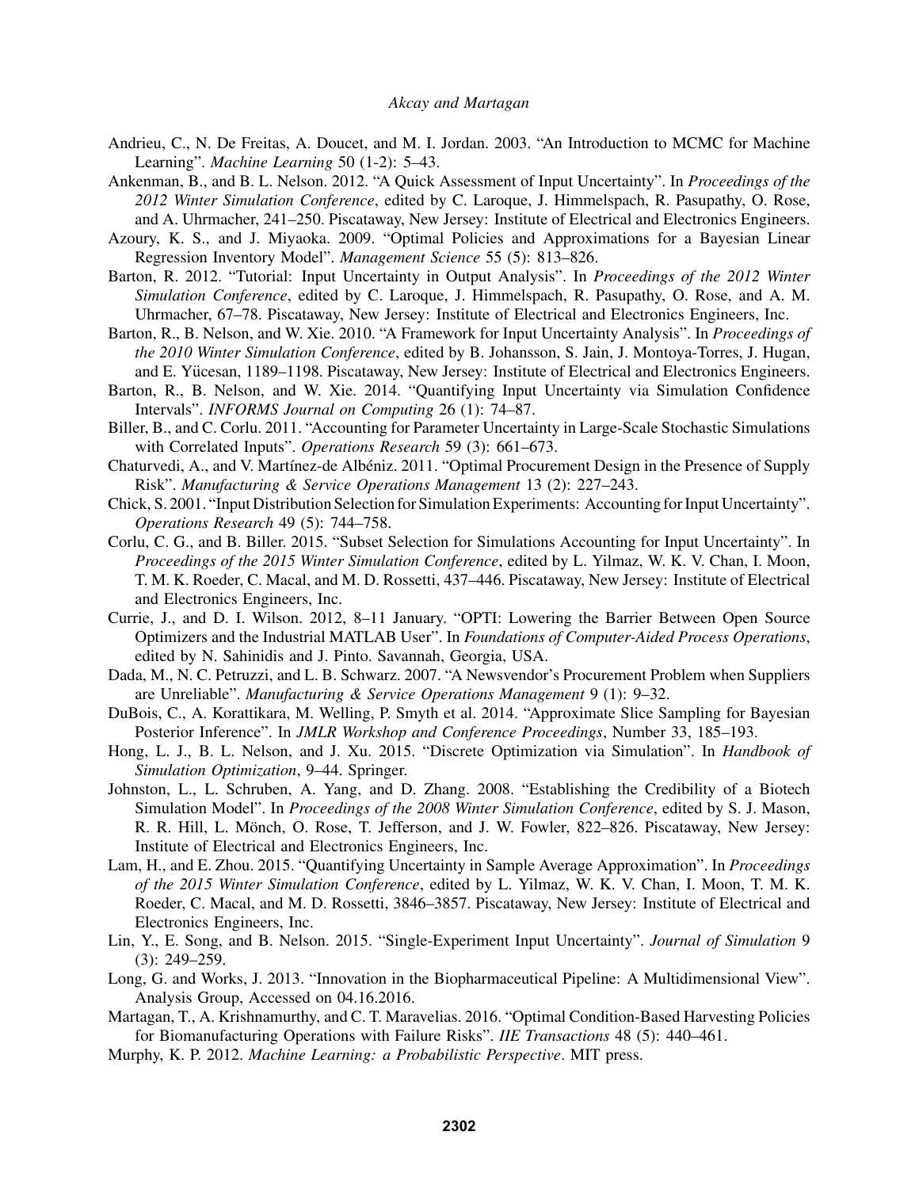Andrieu, C., N. De Freitas, A. Doucet, and M. I. Jordan. 2003. "An Introduction to MCMC for Machine Learning". *Machine Learning* 50 (1-2): 5–43.

Ankenman, B., and B. L. Nelson. 2012. "A Quick Assessment of Input Uncertainty". In *Proceedings of the 2012 Winter Simulation Conference*, edited by C. Laroque, J. Himmelspach, R. Pasupathy, O. Rose, and A. Uhrmacher, 241–250. Piscataway, New Jersey: Institute of Electrical and Electronics Engineers.

Azoury, K. S., and J. Miyaoka. 2009. "Optimal Policies and Approximations for a Bayesian Linear Regression Inventory Model". *Management Science* 55 (5): 813–826.

Barton, R. 2012. "Tutorial: Input Uncertainty in Output Analysis". In *Proceedings of the 2012 Winter Simulation Conference*, edited by C. Laroque, J. Himmelspach, R. Pasupathy, O. Rose, and A. M. Uhrmacher, 67–78. Piscataway, New Jersey: Institute of Electrical and Electronics Engineers, Inc.

Barton, R., B. Nelson, and W. Xie. 2010. "A Framework for Input Uncertainty Analysis". In *Proceedings of the 2010 Winter Simulation Conference*, edited by B. Johansson, S. Jain, J. Montoya-Torres, J. Hugan, and E. Yücesan, 1189–1198. Piscataway, New Jersey: Institute of Electrical and Electronics Engineers.

Barton, R., B. Nelson, and W. Xie. 2014. "Quantifying Input Uncertainty via Simulation Confidence Intervals". *INFORMS Journal on Computing* 26 (1): 74–87.

Biller, B., and C. Corlu. 2011. "Accounting for Parameter Uncertainty in Large-Scale Stochastic Simulations with Correlated Inputs". *Operations Research* 59 (3): 661–673.

Chaturvedi, A., and V. Martínez-de Albéniz. 2011. "Optimal Procurement Design in the Presence of Supply Risk". *Manufacturing & Service Operations Management* 13 (2): 227–243.

Chick, S. 2001. "Input Distribution Selection for Simulation Experiments: Accounting for Input Uncertainty". *Operations Research* 49 (5): 744–758.

Corlu, C. G., and B. Biller. 2015. "Subset Selection for Simulations Accounting for Input Uncertainty". In *Proceedings of the 2015 Winter Simulation Conference*, edited by L. Yilmaz, W. K. V. Chan, I. Moon, T. M. K. Roeder, C. Macal, and M. D. Rossetti, 437–446. Piscataway, New Jersey: Institute of Electrical and Electronics Engineers, Inc.

Currie, J., and D. I. Wilson. 2012, 8–11 January. "OPTI: Lowering the Barrier Between Open Source Optimizers and the Industrial MATLAB User". In *Foundations of Computer-Aided Process Operations*, edited by N. Sahinidis and J. Pinto. Savannah, Georgia, USA.

Dada, M., N. C. Petruzzi, and L. B. Schwarz. 2007. "A Newsvendor's Procurement Problem when Suppliers are Unreliable". *Manufacturing & Service Operations Management* 9 (1): 9–32.

DuBois, C., A. Korattikara, M. Welling, P. Smyth et al. 2014. "Approximate Slice Sampling for Bayesian Posterior Inference". In *JMLR Workshop and Conference Proceedings*, Number 33, 185–193.

Hong, L. J., B. L. Nelson, and J. Xu. 2015. "Discrete Optimization via Simulation". In *Handbook of Simulation Optimization*, 9–44. Springer.

Johnston, L., L. Schruben, A. Yang, and D. Zhang. 2008. "Establishing the Credibility of a Biotech Simulation Model". In *Proceedings of the 2008 Winter Simulation Conference*, edited by S. J. Mason, R. R. Hill, L. Mönch, O. Rose, T. Jefferson, and J. W. Fowler, 822–826. Piscataway, New Jersey: Institute of Electrical and Electronics Engineers, Inc.

Lam, H., and E. Zhou. 2015. "Quantifying Uncertainty in Sample Average Approximation". In *Proceedings of the 2015 Winter Simulation Conference*, edited by L. Yilmaz, W. K. V. Chan, I. Moon, T. M. K. Roeder, C. Macal, and M. D. Rossetti, 3846–3857. Piscataway, New Jersey: Institute of Electrical and Electronics Engineers, Inc.

Lin, Y., E. Song, and B. Nelson. 2015. "Single-Experiment Input Uncertainty". *Journal of Simulation* 9 (3): 249–259.

Long, G. and Works, J. 2013. "Innovation in the Biopharmaceutical Pipeline: A Multidimensional View". Analysis Group, Accessed on 04.16.2016.

Martagan, T., A. Krishnamurthy, and C. T. Maravelias. 2016. "Optimal Condition-Based Harvesting Policies for Biomanufacturing Operations with Failure Risks". *IIE Transactions* 48 (5): 440–461.

Murphy, K. P. 2012. *Machine Learning: a Probabilistic Perspective*. MIT press.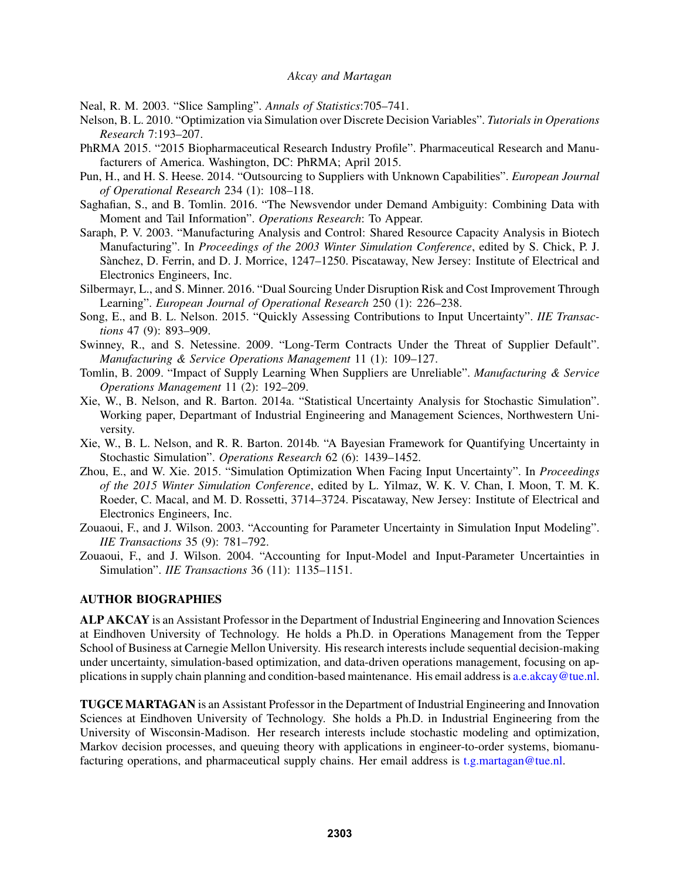Neal, R. M. 2003. "Slice Sampling". *Annals of Statistics*:705–741.

Nelson, B. L. 2010. "Optimization via Simulation over Discrete Decision Variables". *Tutorials in Operations Research* 7:193–207.

PhRMA 2015. "2015 Biopharmaceutical Research Industry Profile". Pharmaceutical Research and Manufacturers of America. Washington, DC: PhRMA; April 2015.

Pun, H., and H. S. Heese. 2014. "Outsourcing to Suppliers with Unknown Capabilities". *European Journal of Operational Research* 234 (1): 108–118.

Saghafian, S., and B. Tomlin. 2016. "The Newsvendor under Demand Ambiguity: Combining Data with Moment and Tail Information". *Operations Research*: To Appear.

Saraph, P. V. 2003. "Manufacturing Analysis and Control: Shared Resource Capacity Analysis in Biotech Manufacturing". In *Proceedings of the 2003 Winter Simulation Conference*, edited by S. Chick, P. J. Sànchez, D. Ferrin, and D. J. Morrice, 1247–1250. Piscataway, New Jersey: Institute of Electrical and Electronics Engineers, Inc.

Silbermayr, L., and S. Minner. 2016. "Dual Sourcing Under Disruption Risk and Cost Improvement Through Learning". *European Journal of Operational Research* 250 (1): 226–238.

Song, E., and B. L. Nelson. 2015. "Quickly Assessing Contributions to Input Uncertainty". *IIE Transactions* 47 (9): 893–909.

Swinney, R., and S. Netessine. 2009. "Long-Term Contracts Under the Threat of Supplier Default". *Manufacturing & Service Operations Management* 11 (1): 109–127.

Tomlin, B. 2009. "Impact of Supply Learning When Suppliers are Unreliable". *Manufacturing & Service Operations Management* 11 (2): 192–209.

Xie, W., B. Nelson, and R. Barton. 2014a. "Statistical Uncertainty Analysis for Stochastic Simulation". Working paper, Departmant of Industrial Engineering and Management Sciences, Northwestern University.

Xie, W., B. L. Nelson, and R. R. Barton. 2014b. "A Bayesian Framework for Quantifying Uncertainty in Stochastic Simulation". *Operations Research* 62 (6): 1439–1452.

Zhou, E., and W. Xie. 2015. "Simulation Optimization When Facing Input Uncertainty". In *Proceedings of the 2015 Winter Simulation Conference*, edited by L. Yilmaz, W. K. V. Chan, I. Moon, T. M. K. Roeder, C. Macal, and M. D. Rossetti, 3714–3724. Piscataway, New Jersey: Institute of Electrical and Electronics Engineers, Inc.

Zouaoui, F., and J. Wilson. 2003. "Accounting for Parameter Uncertainty in Simulation Input Modeling". *IIE Transactions* 35 (9): 781–792.

Zouaoui, F., and J. Wilson. 2004. "Accounting for Input-Model and Input-Parameter Uncertainties in Simulation". *IIE Transactions* 36 (11): 1135–1151.

## AUTHOR BIOGRAPHIES

**ALP AKCAY** is an Assistant Professor in the Department of Industrial Engineering and Innovation Sciences at Eindhoven University of Technology. He holds a Ph.D. in Operations Management from the Tepper School of Business at Carnegie Mellon University. His research interests include sequential decision-making under uncertainty, simulation-based optimization, and data-driven operations management, focusing on applications in supply chain planning and condition-based maintenance. His email address is a.e.akcay@tue.nl.

**TUGCE MARTAGAN** is an Assistant Professor in the Department of Industrial Engineering and Innovation Sciences at Eindhoven University of Technology. She holds a Ph.D. in Industrial Engineering from the University of Wisconsin-Madison. Her research interests include stochastic modeling and optimization, Markov decision processes, and queuing theory with applications in engineer-to-order systems, biomanufacturing operations, and pharmaceutical supply chains. Her email address is t.g.martagan@tue.nl.